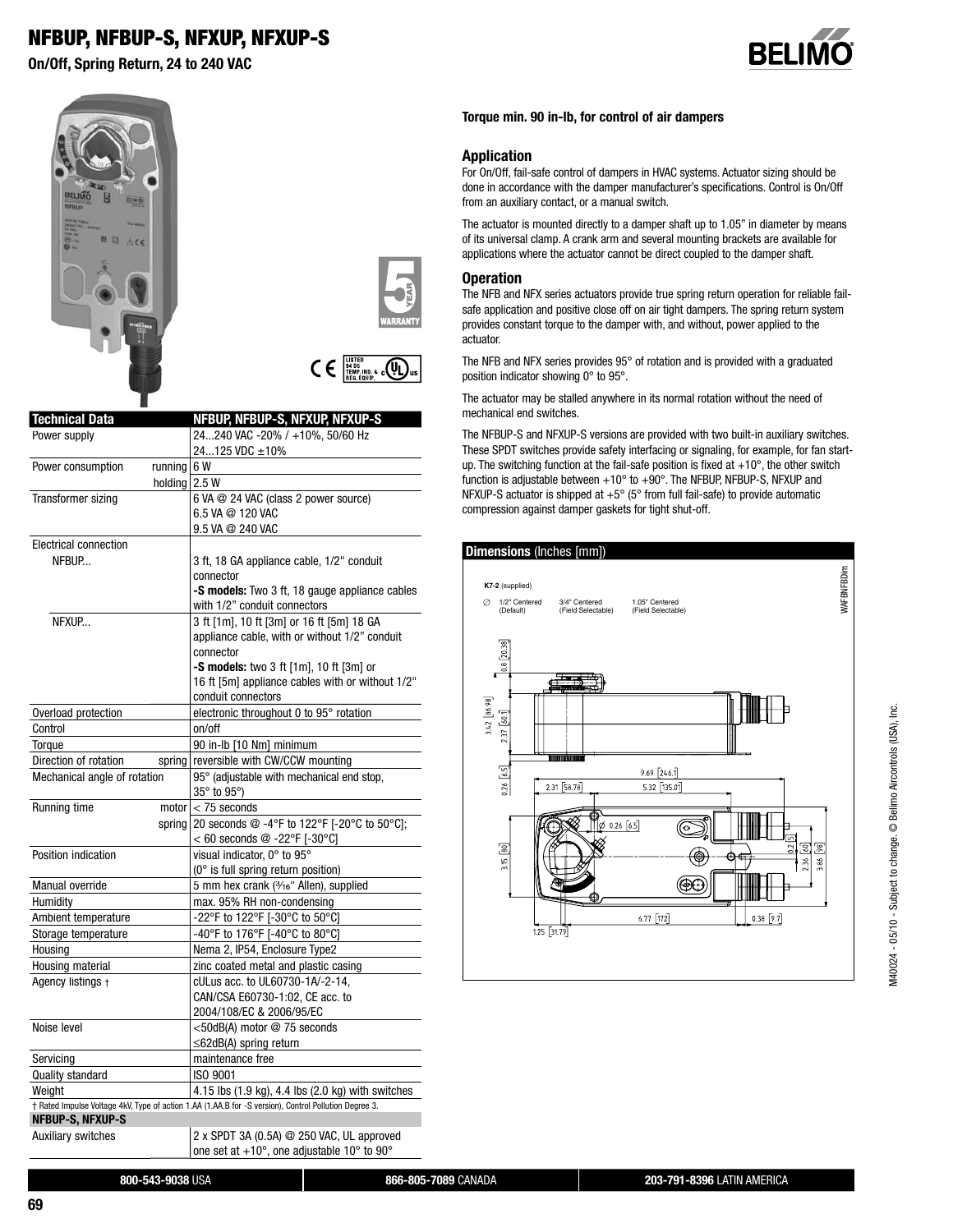# NFBUP, NFBUP-S, NFXUP, NFXUP-S

**On/Off, Spring Return, 24 to 240 VAC**

| Technical Data | | NFBUP, NFBUP-S, NFXUP, NFXUP-S |
|---|---|---|
| Power supply | | 24...240 VAC -20% / +10%, 50/60 Hz<br>24...125 VDC ±10% |
| Power consumption | running | 6 W |
| | holding | 2.5 W |
| Transformer sizing | | 6 VA @ 24 VAC (class 2 power source)<br>6.5 VA @ 120 VAC<br>9.5 VA @ 240 VAC |
| Electrical connection | | |
| NFBUP... | | 3 ft, 18 GA appliance cable, 1/2" conduit connector<br>**-S models:** Two 3 ft, 18 gauge appliance cables with 1/2" conduit connectors |
| NFXUP... | | 3 ft [1m], 10 ft [3m] or 16 ft [5m] 18 GA appliance cable, with or without 1/2" conduit connector<br>**-S models:** two 3 ft [1m], 10 ft [3m] or 16 ft [5m] appliance cables with or without 1/2" conduit connectors |
| Overload protection | | electronic throughout 0 to 95° rotation |
| Control | | on/off |
| Torque | | 90 in-lb [10 Nm] minimum |
| Direction of rotation | spring | reversible with CW/CCW mounting |
| Mechanical angle of rotation | | 95° (adjustable with mechanical end stop, 35° to 95°) |
| Running time | motor | < 75 seconds |
| | spring | 20 seconds @ -4°F to 122°F [-20°C to 50°C];<br>< 60 seconds @ -22°F [-30°C] |
| Position indication | | visual indicator, 0° to 95°<br>(0° is full spring return position) |
| Manual override | | 5 mm hex crank (3/16" Allen), supplied |
| Humidity | | max. 95% RH non-condensing |
| Ambient temperature | | -22°F to 122°F [-30°C to 50°C] |
| Storage temperature | | -40°F to 176°F [-40°C to 80°C] |
| Housing | | Nema 2, IP54, Enclosure Type2 |
| Housing material | | zinc coated metal and plastic casing |
| Agency listings † | | cULus acc. to UL60730-1A/-2-14, CAN/CSA E60730-1:02, CE acc. to 2004/108/EC & 2006/95/EC |
| Noise level | | <50dB(A) motor @ 75 seconds<br>≤62dB(A) spring return |
| Servicing | | maintenance free |
| Quality standard | | ISO 9001 |
| Weight | | 4.15 lbs (1.9 kg), 4.4 lbs (2.0 kg) with switches |

† Rated Impulse Voltage 4kV, Type of action 1.AA (1.AA.B for -S version), Control Pollution Degree 3.

| NFBUP-S, NFXUP-S | | |
|---|---|---|
| Auxiliary switches | | 2 x SPDT 3A (0.5A) @ 250 VAC, UL approved<br>one set at +10°, one adjustable 10° to 90° |

**Torque min. 90 in-lb, for control of air dampers**

## Application

For On/Off, fail-safe control of dampers in HVAC systems. Actuator sizing should be done in accordance with the damper manufacturer's specifications. Control is On/Off from an auxiliary contact, or a manual switch.

The actuator is mounted directly to a damper shaft up to 1.05" in diameter by means of its universal clamp. A crank arm and several mounting brackets are available for applications where the actuator cannot be direct coupled to the damper shaft.

## Operation

The NFB and NFX series actuators provide true spring return operation for reliable fail-safe application and positive close off on air tight dampers. The spring return system provides constant torque to the damper with, and without, power applied to the actuator.

The NFB and NFX series provides 95° of rotation and is provided with a graduated position indicator showing 0° to 95°.

The actuator may be stalled anywhere in its normal rotation without the need of mechanical end switches.

The NFBUP-S and NFXUP-S versions are provided with two built-in auxiliary switches. These SPDT switches provide safety interfacing or signaling, for example, for fan start-up. The switching function at the fail-safe position is fixed at +10°, the other switch function is adjustable between +10° to +90°. The NFBUP, NFBUP-S, NFXUP and NFXUP-S actuator is shipped at +5° (5° from full fail-safe) to provide automatic compression against damper gaskets for tight shut-off.

## Dimensions (Inches [mm])

K7-2 (supplied)

∅ 1/2" Centered (Default) | 3/4" Centered (Field Selectable) | 1.05" Centered (Field Selectable)

0.8 [20.38] · 3.42 [86.98] · 2.37 [60.1] · 0.26 [6.5] · 9.69 [246.1] · 2.31 [58.76] · 5.32 [135.01] · ∅ 0.26 [6.5] · 3.15 [80] · 0.2 [5] · 2.36 [60] · 3.86 [98] · 6.77 [172] · 0.38 [9.7] · 1.25 [31.79]

WAFBNFBDim

M40024 - 05/10 - Subject to change. © Belimo Aircontrols (USA), Inc.

**800-543-9038** USA | **866-805-7089** CANADA | **203-791-8396** LATIN AMERICA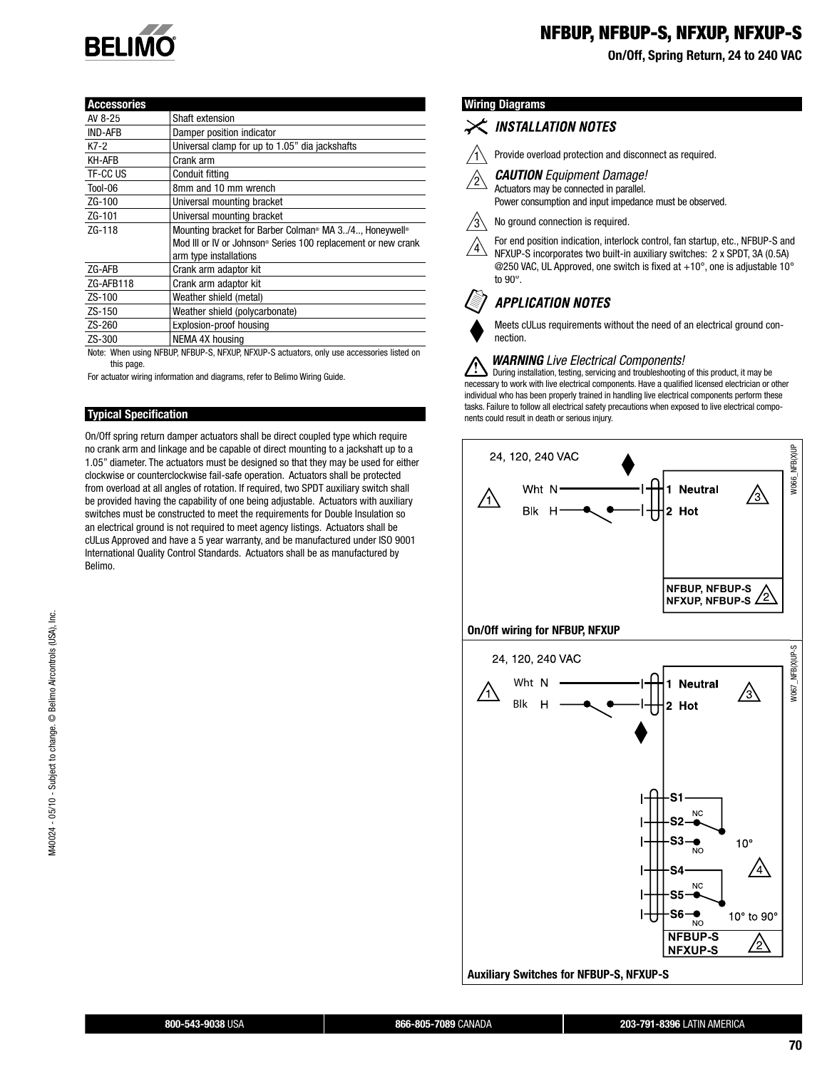## Accessories

| | |
|---|---|
| AV 8-25 | Shaft extension |
| IND-AFB | Damper position indicator |
| K7-2 | Universal clamp for up to 1.05" dia jackshafts |
| KH-AFB | Crank arm |
| TF-CC US | Conduit fitting |
| Tool-06 | 8mm and 10 mm wrench |
| ZG-100 | Universal mounting bracket |
| ZG-101 | Universal mounting bracket |
| ZG-118 | Mounting bracket for Barber Colman® MA 3../4.., Honeywell® Mod III or IV or Johnson® Series 100 replacement or new crank arm type installations |
| ZG-AFB | Crank arm adaptor kit |
| ZG-AFB118 | Crank arm adaptor kit |
| ZS-100 | Weather shield (metal) |
| ZS-150 | Weather shield (polycarbonate) |
| ZS-260 | Explosion-proof housing |
| ZS-300 | NEMA 4X housing |

Note: When using NFBUP, NFBUP-S, NFXUP, NFXUP-S actuators, only use accessories listed on this page.

For actuator wiring information and diagrams, refer to Belimo Wiring Guide.

## Typical Specification

On/Off spring return damper actuators shall be direct coupled type which require no crank arm and linkage and be capable of direct mounting to a jackshaft up to a 1.05" diameter. The actuators must be designed so that they may be used for either clockwise or counterclockwise fail-safe operation. Actuators shall be protected from overload at all angles of rotation. If required, two SPDT auxiliary switch shall be provided having the capability of one being adjustable. Actuators with auxiliary switches must be constructed to meet the requirements for Double Insulation so an electrical ground is not required to meet agency listings. Actuators shall be cULus Approved and have a 5 year warranty, and be manufactured under ISO 9001 International Quality Control Standards. Actuators shall be as manufactured by Belimo.

## Wiring Diagrams

### INSTALLATION NOTES

1. Provide overload protection and disconnect as required.
2. ***CAUTION*** *Equipment Damage!* Actuators may be connected in parallel. Power consumption and input impedance must be observed.
3. No ground connection is required.
4. For end position indication, interlock control, fan startup, etc., NFBUP-S and NFXUP-S incorporates two built-in auxiliary switches: 2 x SPDT, 3A (0.5A) @250 VAC, UL Approved, one switch is fixed at +10°, one is adjustable 10° to 90°.

### APPLICATION NOTES

◆ Meets cULus requirements without the need of an electrical ground connection.

***WARNING*** *Live Electrical Components!*
During installation, testing, servicing and troubleshooting of this product, it may be necessary to work with live electrical components. Have a qualified licensed electrician or other individual who has been properly trained in handling live electrical components perform these tasks. Failure to follow all electrical safety precautions when exposed to live electrical components could result in death or serious injury.

24, 120, 240 VAC
Wht N
Blk H
1 Neutral
2 Hot
NFBUP, NFBUP-S
NFXUP, NFBUP-S
W066_NFB(X)UP

On/Off wiring for NFBUP, NFXUP

24, 120, 240 VAC
Wht N
Blk H
1 Neutral
2 Hot
S1
S2 NC
S3 NO
10°
S4
S5 NC
S6 NO
10° to 90°
NFBUP-S
NFXUP-S
W067_NFB(X)UP-S

Auxiliary Switches for NFBUP-S, NFXUP-S

M40024 - 05/10 - Subject to change. © Belimo Aircontrols (USA), Inc.

800-543-9038 USA | 866-805-7089 CANADA | 203-791-8396 LATIN AMERICA